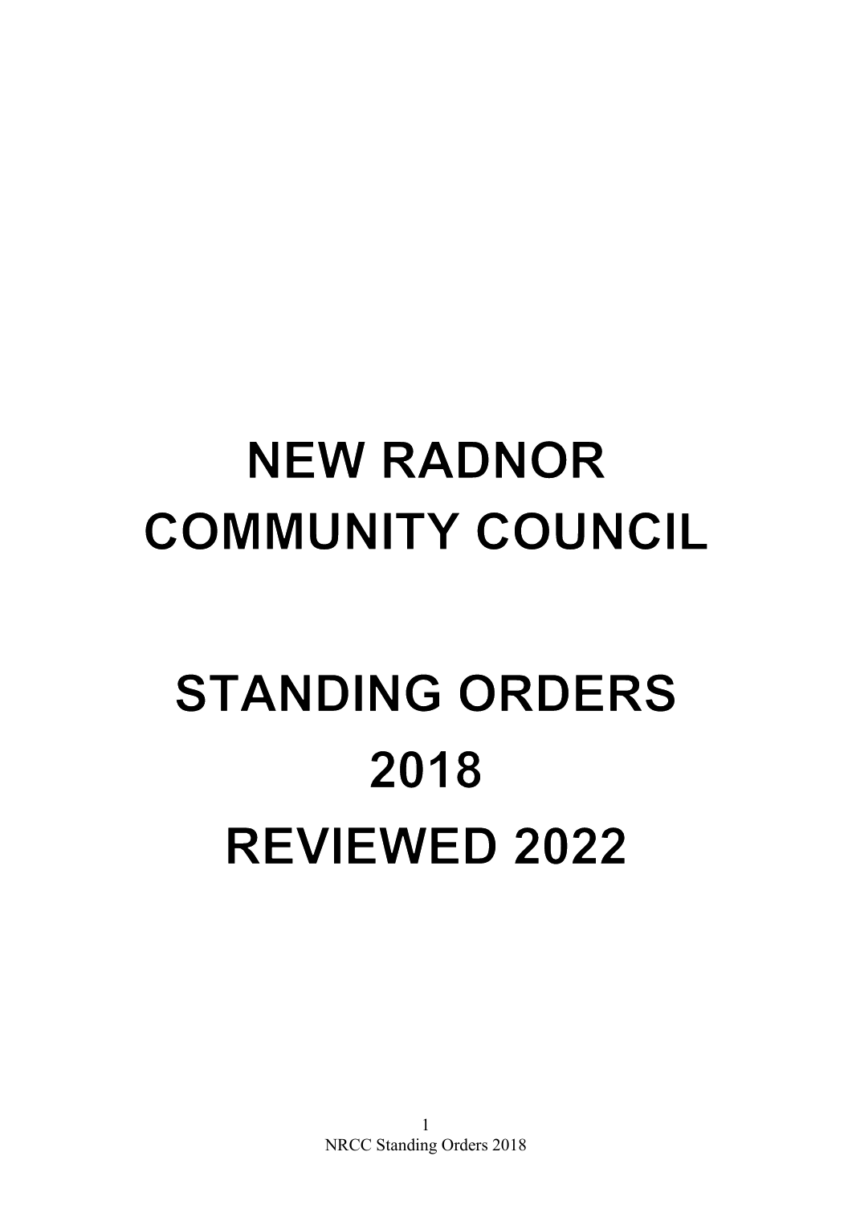# NEW RADNOR COMMUNITY COUNCIL

# STANDING ORDERS 2018 REVIEWED 2022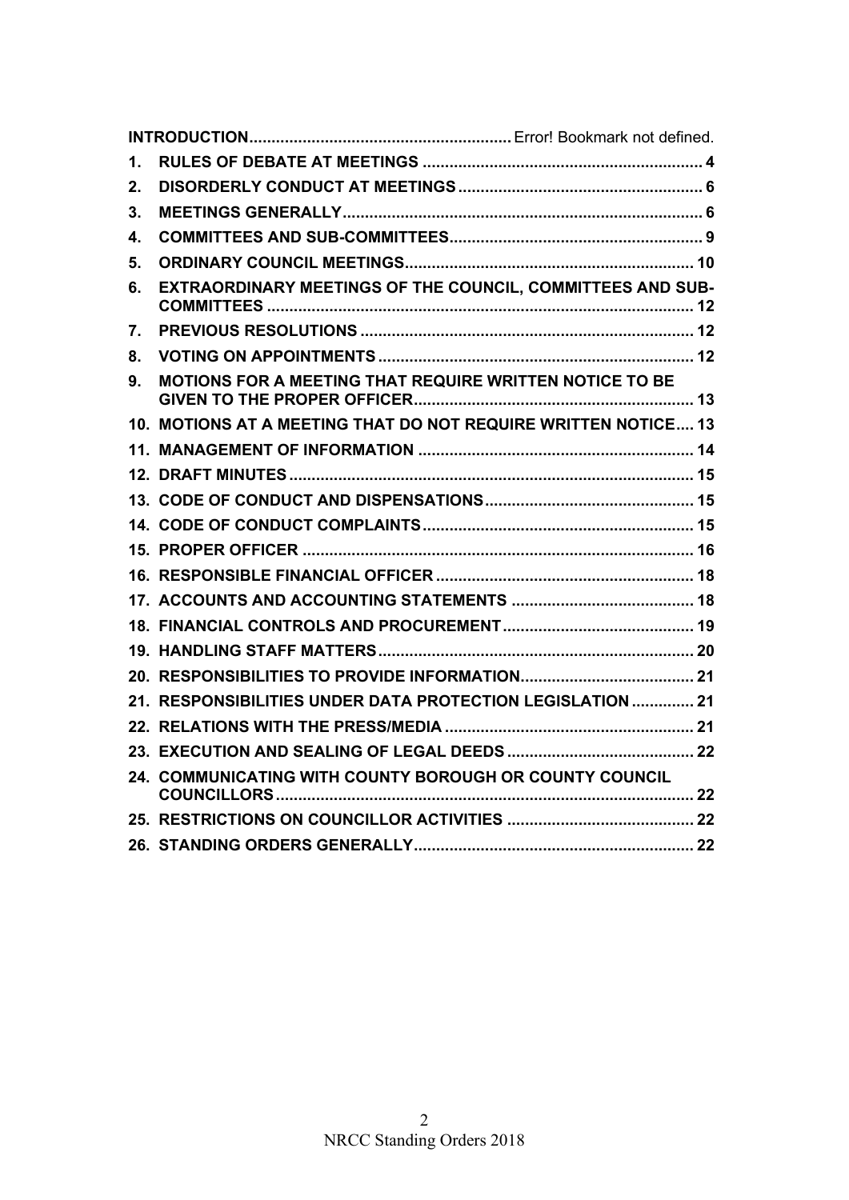| | | |
|---|---|---|
| **INTRODUCTION** | | Error! Bookmark not defined. |
| **1.** | **RULES OF DEBATE AT MEETINGS** | **4** |
| **2.** | **DISORDERLY CONDUCT AT MEETINGS** | **6** |
| **3.** | **MEETINGS GENERALLY** | **6** |
| **4.** | **COMMITTEES AND SUB-COMMITTEES** | **9** |
| **5.** | **ORDINARY COUNCIL MEETINGS** | **10** |
| **6.** | **EXTRAORDINARY MEETINGS OF THE COUNCIL, COMMITTEES AND SUB-COMMITTEES** | **12** |
| **7.** | **PREVIOUS RESOLUTIONS** | **12** |
| **8.** | **VOTING ON APPOINTMENTS** | **12** |
| **9.** | **MOTIONS FOR A MEETING THAT REQUIRE WRITTEN NOTICE TO BE GIVEN TO THE PROPER OFFICER** | **13** |
| **10.** | **MOTIONS AT A MEETING THAT DO NOT REQUIRE WRITTEN NOTICE** | **13** |
| **11.** | **MANAGEMENT OF INFORMATION** | **14** |
| **12.** | **DRAFT MINUTES** | **15** |
| **13.** | **CODE OF CONDUCT AND DISPENSATIONS** | **15** |
| **14.** | **CODE OF CONDUCT COMPLAINTS** | **15** |
| **15.** | **PROPER OFFICER** | **16** |
| **16.** | **RESPONSIBLE FINANCIAL OFFICER** | **18** |
| **17.** | **ACCOUNTS AND ACCOUNTING STATEMENTS** | **18** |
| **18.** | **FINANCIAL CONTROLS AND PROCUREMENT** | **19** |
| **19.** | **HANDLING STAFF MATTERS** | **20** |
| **20.** | **RESPONSIBILITIES TO PROVIDE INFORMATION** | **21** |
| **21.** | **RESPONSIBILITIES UNDER DATA PROTECTION LEGISLATION** | **21** |
| **22.** | **RELATIONS WITH THE PRESS/MEDIA** | **21** |
| **23.** | **EXECUTION AND SEALING OF LEGAL DEEDS** | **22** |
| **24.** | **COMMUNICATING WITH COUNTY BOROUGH OR COUNTY COUNCIL COUNCILLORS** | **22** |
| **25.** | **RESTRICTIONS ON COUNCILLOR ACTIVITIES** | **22** |
| **26.** | **STANDING ORDERS GENERALLY** | **22** |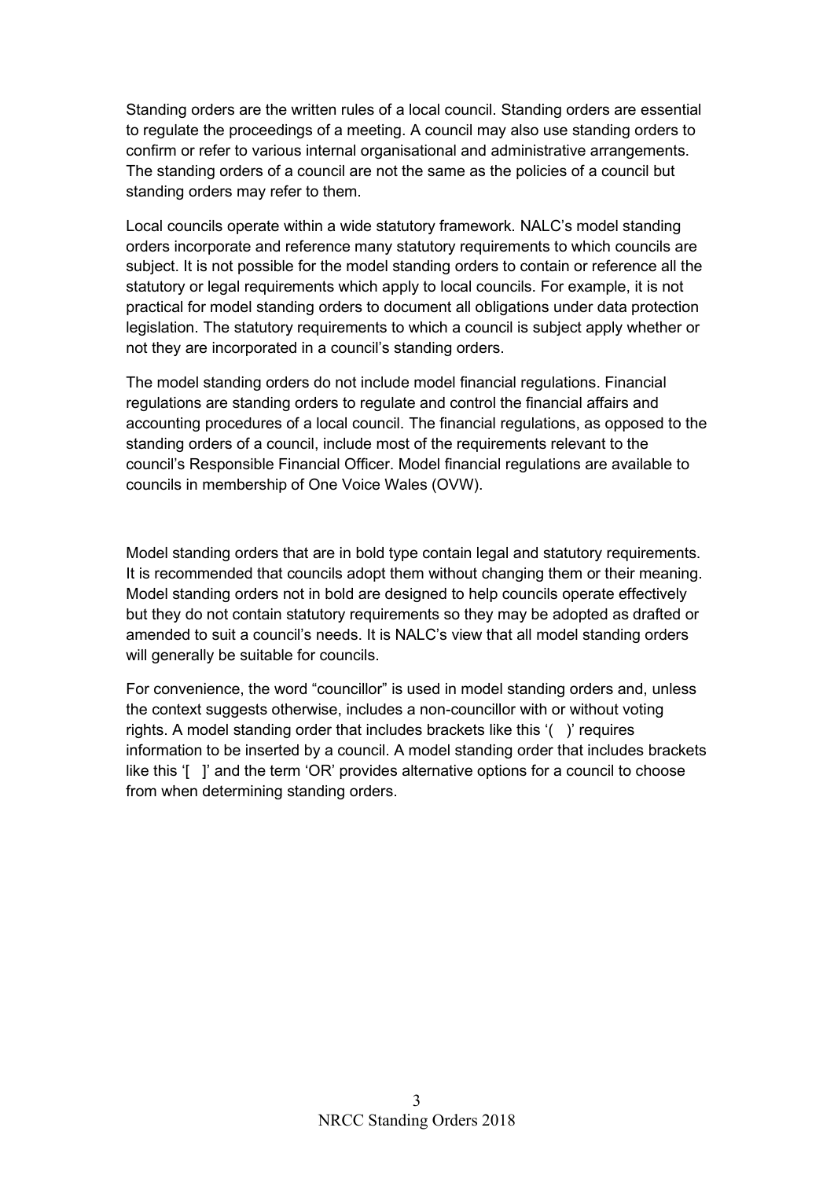Standing orders are the written rules of a local council. Standing orders are essential to regulate the proceedings of a meeting. A council may also use standing orders to confirm or refer to various internal organisational and administrative arrangements. The standing orders of a council are not the same as the policies of a council but standing orders may refer to them.

Local councils operate within a wide statutory framework. NALC's model standing orders incorporate and reference many statutory requirements to which councils are subject. It is not possible for the model standing orders to contain or reference all the statutory or legal requirements which apply to local councils. For example, it is not practical for model standing orders to document all obligations under data protection legislation. The statutory requirements to which a council is subject apply whether or not they are incorporated in a council's standing orders.

The model standing orders do not include model financial regulations. Financial regulations are standing orders to regulate and control the financial affairs and accounting procedures of a local council. The financial regulations, as opposed to the standing orders of a council, include most of the requirements relevant to the council's Responsible Financial Officer. Model financial regulations are available to councils in membership of One Voice Wales (OVW).

Model standing orders that are in bold type contain legal and statutory requirements. It is recommended that councils adopt them without changing them or their meaning. Model standing orders not in bold are designed to help councils operate effectively but they do not contain statutory requirements so they may be adopted as drafted or amended to suit a council's needs. It is NALC's view that all model standing orders will generally be suitable for councils.

For convenience, the word "councillor" is used in model standing orders and, unless the context suggests otherwise, includes a non-councillor with or without voting rights. A model standing order that includes brackets like this '( )' requires information to be inserted by a council. A model standing order that includes brackets like this '[ ]' and the term 'OR' provides alternative options for a council to choose from when determining standing orders.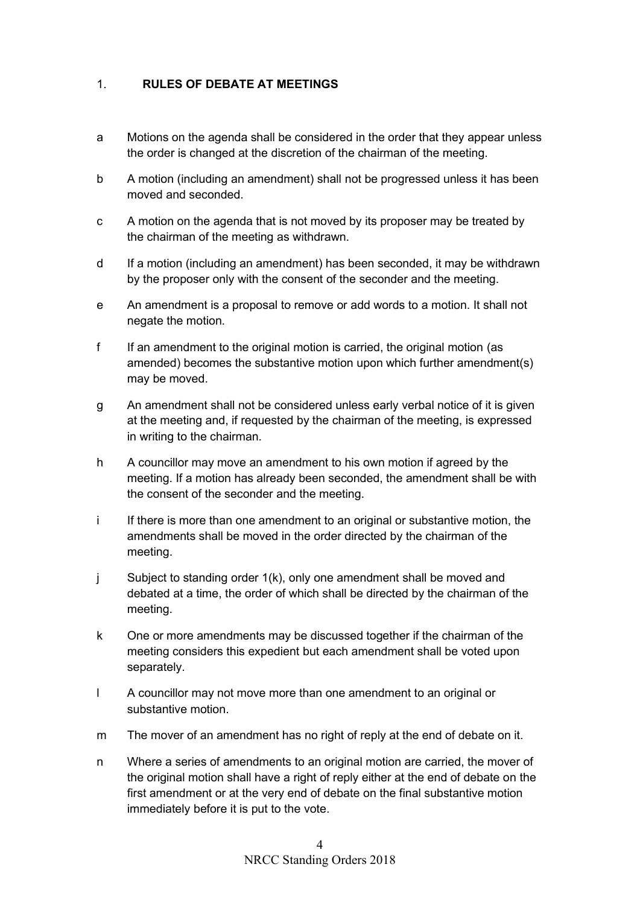## 1. RULES OF DEBATE AT MEETINGS

a Motions on the agenda shall be considered in the order that they appear unless the order is changed at the discretion of the chairman of the meeting.

b A motion (including an amendment) shall not be progressed unless it has been moved and seconded.

c A motion on the agenda that is not moved by its proposer may be treated by the chairman of the meeting as withdrawn.

d If a motion (including an amendment) has been seconded, it may be withdrawn by the proposer only with the consent of the seconder and the meeting.

e An amendment is a proposal to remove or add words to a motion. It shall not negate the motion.

f If an amendment to the original motion is carried, the original motion (as amended) becomes the substantive motion upon which further amendment(s) may be moved.

g An amendment shall not be considered unless early verbal notice of it is given at the meeting and, if requested by the chairman of the meeting, is expressed in writing to the chairman.

h A councillor may move an amendment to his own motion if agreed by the meeting. If a motion has already been seconded, the amendment shall be with the consent of the seconder and the meeting.

i If there is more than one amendment to an original or substantive motion, the amendments shall be moved in the order directed by the chairman of the meeting.

j Subject to standing order 1(k), only one amendment shall be moved and debated at a time, the order of which shall be directed by the chairman of the meeting.

k One or more amendments may be discussed together if the chairman of the meeting considers this expedient but each amendment shall be voted upon separately.

l A councillor may not move more than one amendment to an original or substantive motion.

m The mover of an amendment has no right of reply at the end of debate on it.

n Where a series of amendments to an original motion are carried, the mover of the original motion shall have a right of reply either at the end of debate on the first amendment or at the very end of debate on the final substantive motion immediately before it is put to the vote.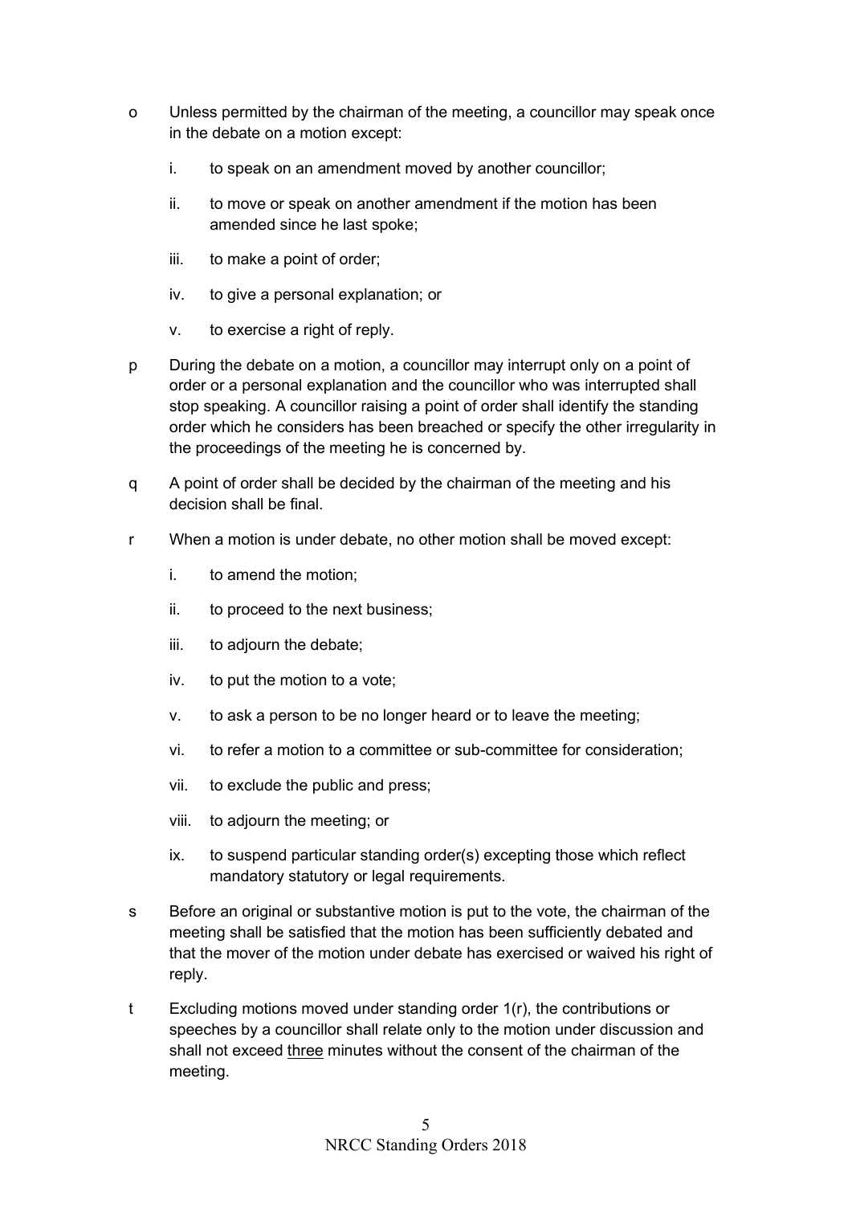o Unless permitted by the chairman of the meeting, a councillor may speak once in the debate on a motion except:

   i. to speak on an amendment moved by another councillor;

   ii. to move or speak on another amendment if the motion has been amended since he last spoke;

   iii. to make a point of order;

   iv. to give a personal explanation; or

   v. to exercise a right of reply.

p During the debate on a motion, a councillor may interrupt only on a point of order or a personal explanation and the councillor who was interrupted shall stop speaking. A councillor raising a point of order shall identify the standing order which he considers has been breached or specify the other irregularity in the proceedings of the meeting he is concerned by.

q A point of order shall be decided by the chairman of the meeting and his decision shall be final.

r When a motion is under debate, no other motion shall be moved except:

   i. to amend the motion;

   ii. to proceed to the next business;

   iii. to adjourn the debate;

   iv. to put the motion to a vote;

   v. to ask a person to be no longer heard or to leave the meeting;

   vi. to refer a motion to a committee or sub-committee for consideration;

   vii. to exclude the public and press;

   viii. to adjourn the meeting; or

   ix. to suspend particular standing order(s) excepting those which reflect mandatory statutory or legal requirements.

s Before an original or substantive motion is put to the vote, the chairman of the meeting shall be satisfied that the motion has been sufficiently debated and that the mover of the motion under debate has exercised or waived his right of reply.

t Excluding motions moved under standing order 1(r), the contributions or speeches by a councillor shall relate only to the motion under discussion and shall not exceed <u>three</u> minutes without the consent of the chairman of the meeting.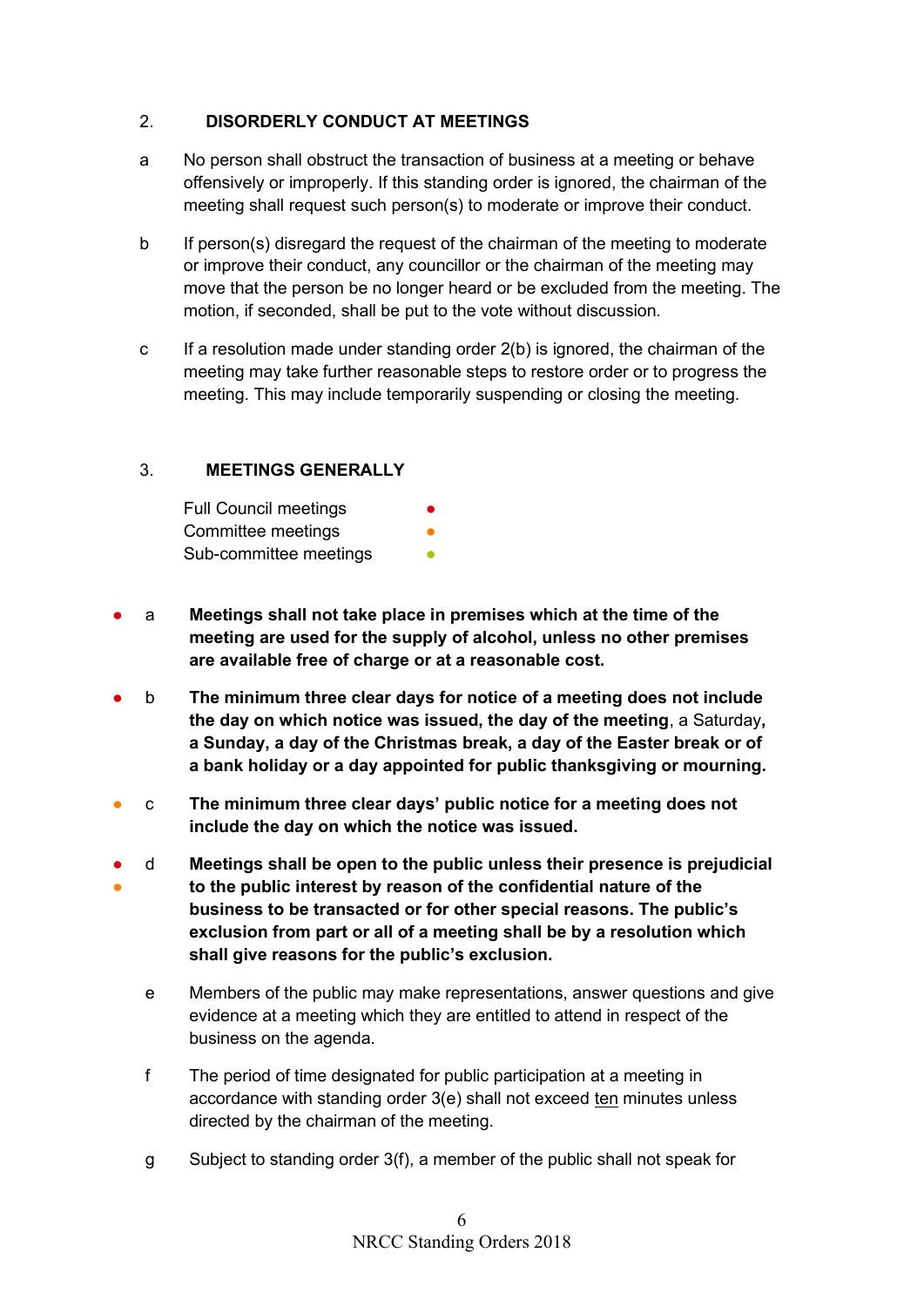## 2. DISORDERLY CONDUCT AT MEETINGS

a No person shall obstruct the transaction of business at a meeting or behave offensively or improperly. If this standing order is ignored, the chairman of the meeting shall request such person(s) to moderate or improve their conduct.

b If person(s) disregard the request of the chairman of the meeting to moderate or improve their conduct, any councillor or the chairman of the meeting may move that the person be no longer heard or be excluded from the meeting. The motion, if seconded, shall be put to the vote without discussion.

c If a resolution made under standing order 2(b) is ignored, the chairman of the meeting may take further reasonable steps to restore order or to progress the meeting. This may include temporarily suspending or closing the meeting.

## 3. MEETINGS GENERALLY

Full Council meetings ● (red)
Committee meetings ● (orange)
Sub-committee meetings ● (green)

● (red) a **Meetings shall not take place in premises which at the time of the meeting are used for the supply of alcohol, unless no other premises are available free of charge or at a reasonable cost.**

● (red) b **The minimum three clear days for notice of a meeting does not include the day on which notice was issued, the day of the meeting**, a Saturday**, a Sunday, a day of the Christmas break, a day of the Easter break or of a bank holiday or a day appointed for public thanksgiving or mourning.**

● (orange) c **The minimum three clear days' public notice for a meeting does not include the day on which the notice was issued.**

● (red) ● (orange) d **Meetings shall be open to the public unless their presence is prejudicial to the public interest by reason of the confidential nature of the business to be transacted or for other special reasons. The public's exclusion from part or all of a meeting shall be by a resolution which shall give reasons for the public's exclusion.**

e Members of the public may make representations, answer questions and give evidence at a meeting which they are entitled to attend in respect of the business on the agenda.

f The period of time designated for public participation at a meeting in accordance with standing order 3(e) shall not exceed ten minutes unless directed by the chairman of the meeting.

g Subject to standing order 3(f), a member of the public shall not speak for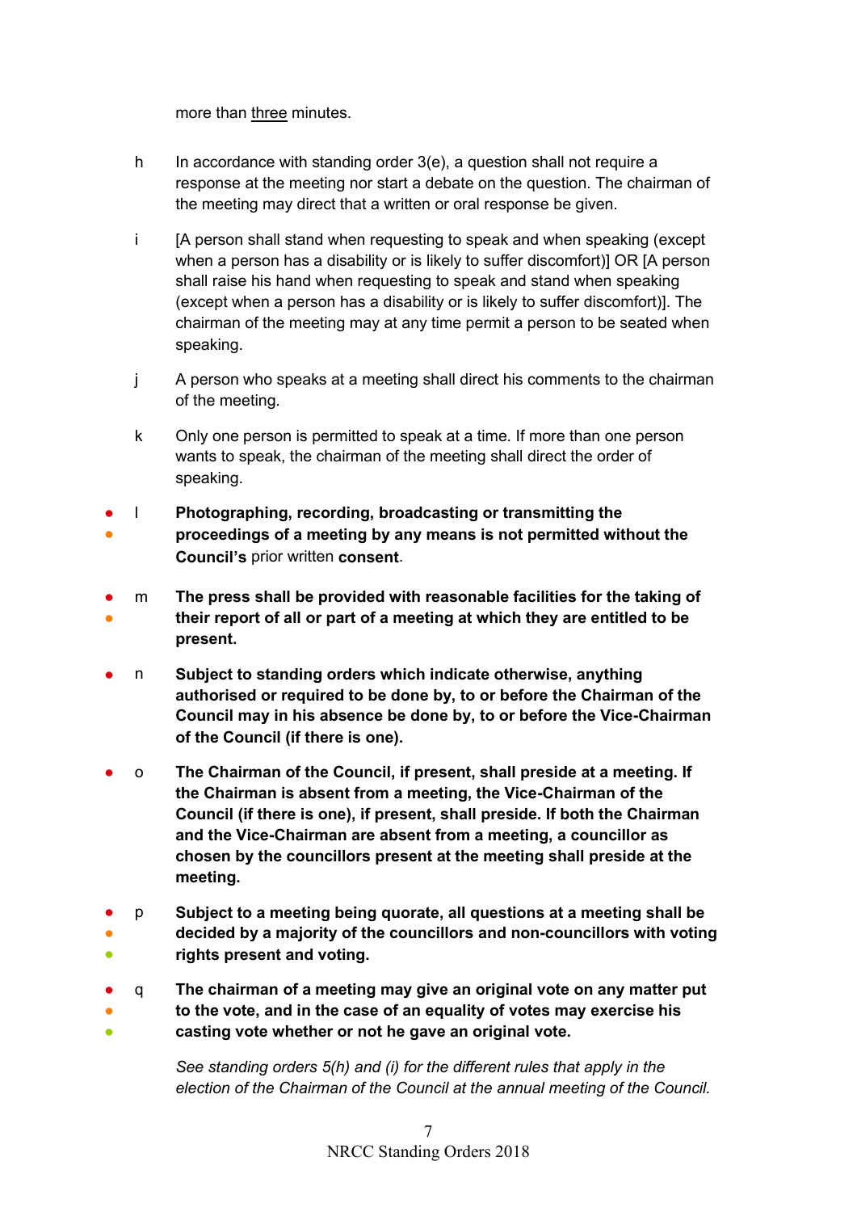more than three minutes.

h In accordance with standing order 3(e), a question shall not require a response at the meeting nor start a debate on the question. The chairman of the meeting may direct that a written or oral response be given.

i [A person shall stand when requesting to speak and when speaking (except when a person has a disability or is likely to suffer discomfort)] OR [A person shall raise his hand when requesting to speak and stand when speaking (except when a person has a disability or is likely to suffer discomfort)]. The chairman of the meeting may at any time permit a person to be seated when speaking.

j A person who speaks at a meeting shall direct his comments to the chairman of the meeting.

k Only one person is permitted to speak at a time. If more than one person wants to speak, the chairman of the meeting shall direct the order of speaking.

● ● l **Photographing, recording, broadcasting or transmitting the proceedings of a meeting by any means is not permitted without the Council's** prior written **consent**.

● ● m **The press shall be provided with reasonable facilities for the taking of their report of all or part of a meeting at which they are entitled to be present.**

● n **Subject to standing orders which indicate otherwise, anything authorised or required to be done by, to or before the Chairman of the Council may in his absence be done by, to or before the Vice-Chairman of the Council (if there is one).**

● o **The Chairman of the Council, if present, shall preside at a meeting. If the Chairman is absent from a meeting, the Vice-Chairman of the Council (if there is one), if present, shall preside. If both the Chairman and the Vice-Chairman are absent from a meeting, a councillor as chosen by the councillors present at the meeting shall preside at the meeting.**

● ● ● p **Subject to a meeting being quorate, all questions at a meeting shall be decided by a majority of the councillors and non-councillors with voting rights present and voting.**

● ● ● q **The chairman of a meeting may give an original vote on any matter put to the vote, and in the case of an equality of votes may exercise his casting vote whether or not he gave an original vote.**

*See standing orders 5(h) and (i) for the different rules that apply in the election of the Chairman of the Council at the annual meeting of the Council.*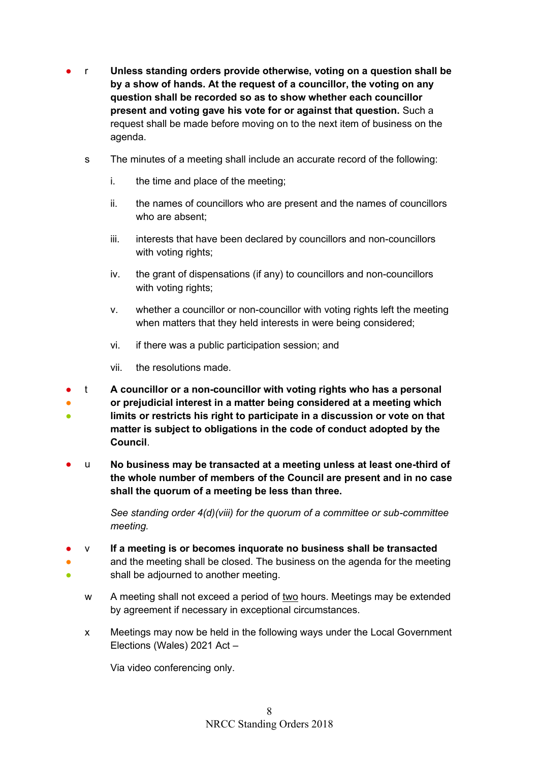- r **Unless standing orders provide otherwise, voting on a question shall be by a show of hands. At the request of a councillor, the voting on any question shall be recorded so as to show whether each councillor present and voting gave his vote for or against that question.** Such a request shall be made before moving on to the next item of business on the agenda.

s The minutes of a meeting shall include an accurate record of the following:

i. the time and place of the meeting;

ii. the names of councillors who are present and the names of councillors who are absent;

iii. interests that have been declared by councillors and non-councillors with voting rights;

iv. the grant of dispensations (if any) to councillors and non-councillors with voting rights;

v. whether a councillor or non-councillor with voting rights left the meeting when matters that they held interests in were being considered;

vi. if there was a public participation session; and

vii. the resolutions made.

- t **A councillor or a non-councillor with voting rights who has a personal or prejudicial interest in a matter being considered at a meeting which limits or restricts his right to participate in a discussion or vote on that matter is subject to obligations in the code of conduct adopted by the Council**.

- u **No business may be transacted at a meeting unless at least one-third of the whole number of members of the Council are present and in no case shall the quorum of a meeting be less than three.**

*See standing order 4(d)(viii) for the quorum of a committee or sub-committee meeting.*

- v **If a meeting is or becomes inquorate no business shall be transacted** and the meeting shall be closed. The business on the agenda for the meeting shall be adjourned to another meeting.

w A meeting shall not exceed a period of <u>two</u> hours. Meetings may be extended by agreement if necessary in exceptional circumstances.

x Meetings may now be held in the following ways under the Local Government Elections (Wales) 2021 Act –

Via video conferencing only.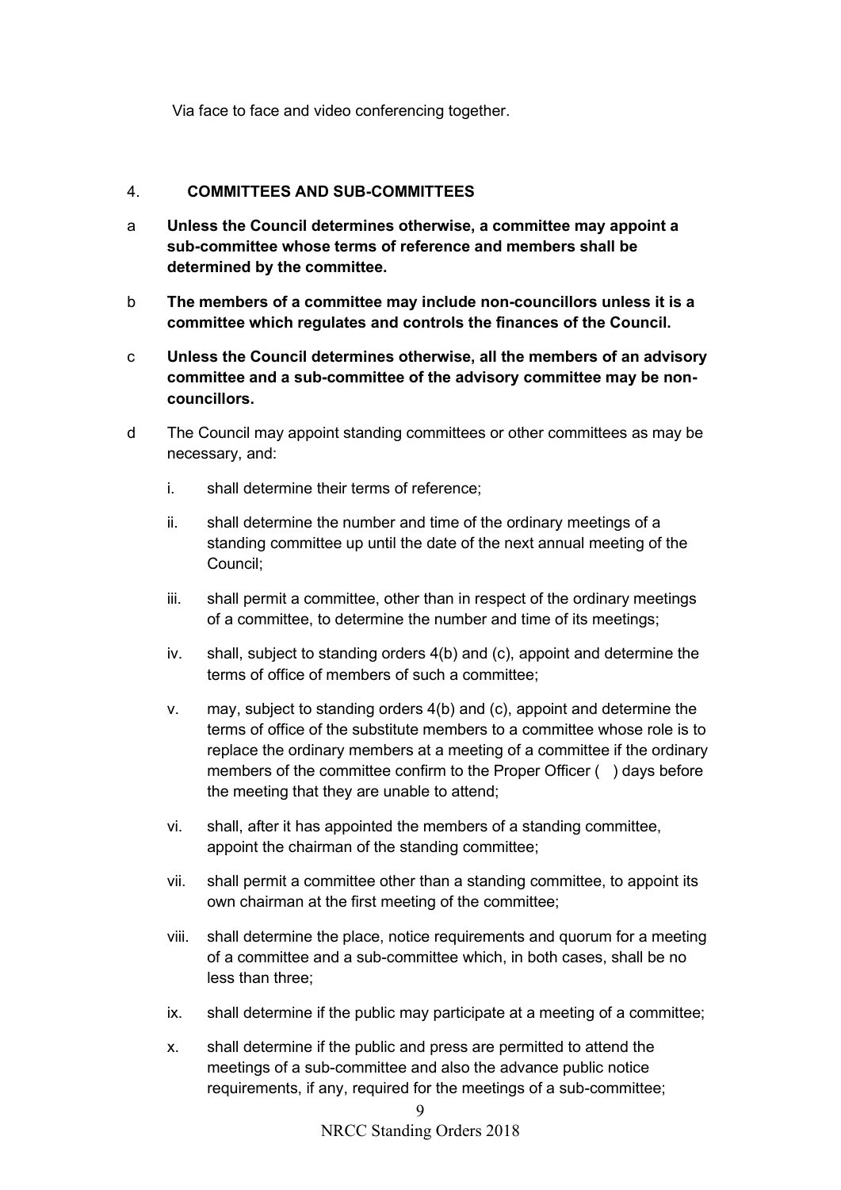Via face to face and video conferencing together.

## 4. COMMITTEES AND SUB-COMMITTEES

a **Unless the Council determines otherwise, a committee may appoint a sub-committee whose terms of reference and members shall be determined by the committee.**

b **The members of a committee may include non-councillors unless it is a committee which regulates and controls the finances of the Council.**

c **Unless the Council determines otherwise, all the members of an advisory committee and a sub-committee of the advisory committee may be non-councillors.**

d The Council may appoint standing committees or other committees as may be necessary, and:

i. shall determine their terms of reference;

ii. shall determine the number and time of the ordinary meetings of a standing committee up until the date of the next annual meeting of the Council;

iii. shall permit a committee, other than in respect of the ordinary meetings of a committee, to determine the number and time of its meetings;

iv. shall, subject to standing orders 4(b) and (c), appoint and determine the terms of office of members of such a committee;

v. may, subject to standing orders 4(b) and (c), appoint and determine the terms of office of the substitute members to a committee whose role is to replace the ordinary members at a meeting of a committee if the ordinary members of the committee confirm to the Proper Officer (   ) days before the meeting that they are unable to attend;

vi. shall, after it has appointed the members of a standing committee, appoint the chairman of the standing committee;

vii. shall permit a committee other than a standing committee, to appoint its own chairman at the first meeting of the committee;

viii. shall determine the place, notice requirements and quorum for a meeting of a committee and a sub-committee which, in both cases, shall be no less than three;

ix. shall determine if the public may participate at a meeting of a committee;

x. shall determine if the public and press are permitted to attend the meetings of a sub-committee and also the advance public notice requirements, if any, required for the meetings of a sub-committee;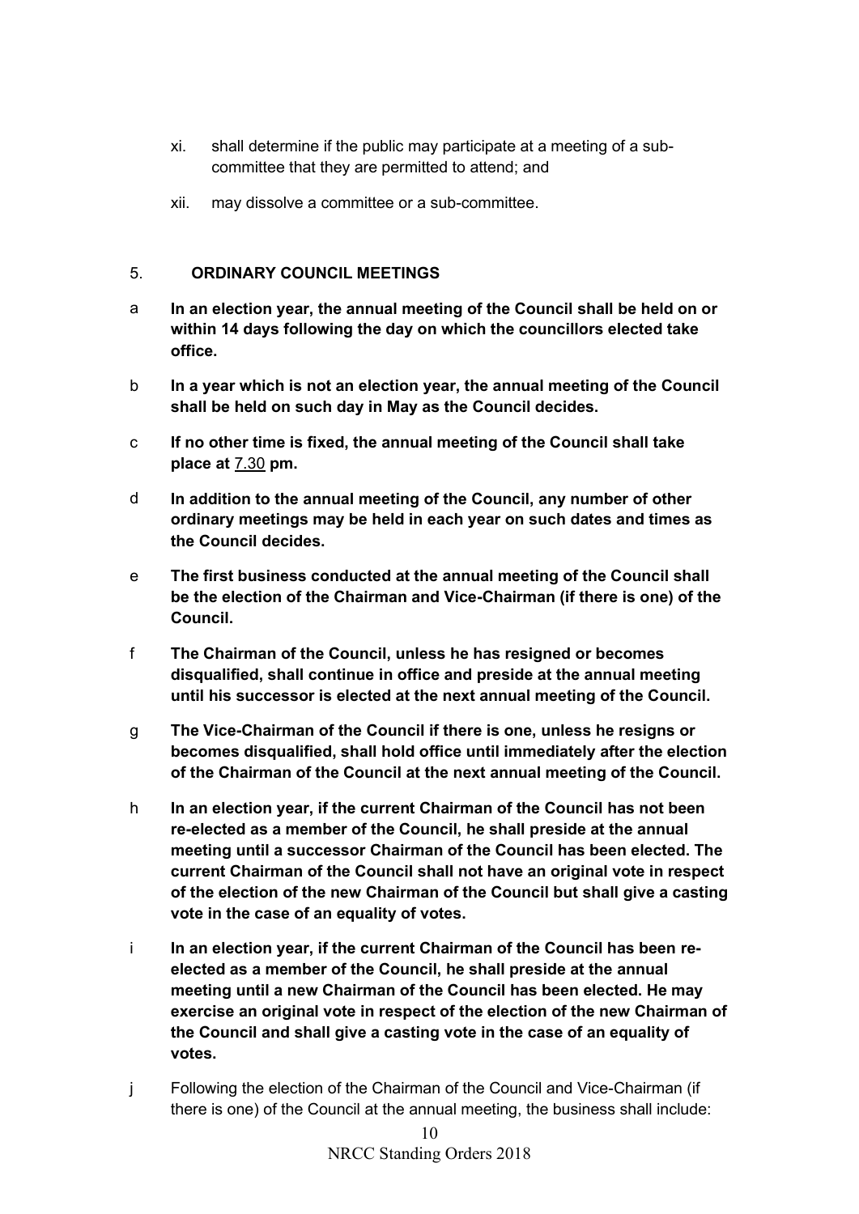xi. shall determine if the public may participate at a meeting of a sub-committee that they are permitted to attend; and

xii. may dissolve a committee or a sub-committee.

## 5. ORDINARY COUNCIL MEETINGS

a **In an election year, the annual meeting of the Council shall be held on or within 14 days following the day on which the councillors elected take office.**

b **In a year which is not an election year, the annual meeting of the Council shall be held on such day in May as the Council decides.**

c **If no other time is fixed, the annual meeting of the Council shall take place at** 7.30 **pm.**

d **In addition to the annual meeting of the Council, any number of other ordinary meetings may be held in each year on such dates and times as the Council decides.**

e **The first business conducted at the annual meeting of the Council shall be the election of the Chairman and Vice-Chairman (if there is one) of the Council.**

f **The Chairman of the Council, unless he has resigned or becomes disqualified, shall continue in office and preside at the annual meeting until his successor is elected at the next annual meeting of the Council.**

g **The Vice-Chairman of the Council if there is one, unless he resigns or becomes disqualified, shall hold office until immediately after the election of the Chairman of the Council at the next annual meeting of the Council.**

h **In an election year, if the current Chairman of the Council has not been re-elected as a member of the Council, he shall preside at the annual meeting until a successor Chairman of the Council has been elected. The current Chairman of the Council shall not have an original vote in respect of the election of the new Chairman of the Council but shall give a casting vote in the case of an equality of votes.**

i **In an election year, if the current Chairman of the Council has been re-elected as a member of the Council, he shall preside at the annual meeting until a new Chairman of the Council has been elected. He may exercise an original vote in respect of the election of the new Chairman of the Council and shall give a casting vote in the case of an equality of votes.**

j Following the election of the Chairman of the Council and Vice-Chairman (if there is one) of the Council at the annual meeting, the business shall include: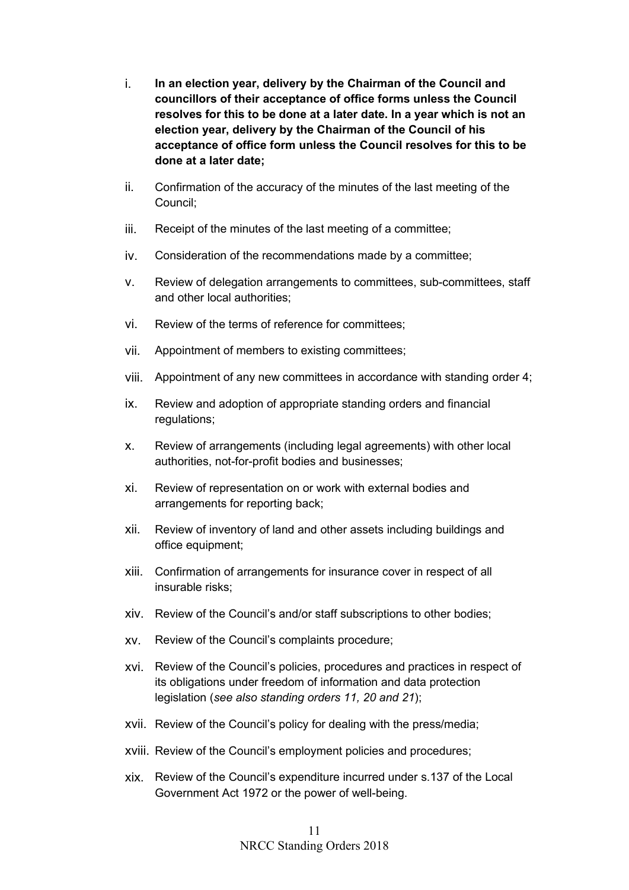i. **In an election year, delivery by the Chairman of the Council and councillors of their acceptance of office forms unless the Council resolves for this to be done at a later date. In a year which is not an election year, delivery by the Chairman of the Council of his acceptance of office form unless the Council resolves for this to be done at a later date;**

ii. Confirmation of the accuracy of the minutes of the last meeting of the Council;

iii. Receipt of the minutes of the last meeting of a committee;

iv. Consideration of the recommendations made by a committee;

v. Review of delegation arrangements to committees, sub-committees, staff and other local authorities;

vi. Review of the terms of reference for committees;

vii. Appointment of members to existing committees;

viii. Appointment of any new committees in accordance with standing order 4;

ix. Review and adoption of appropriate standing orders and financial regulations;

x. Review of arrangements (including legal agreements) with other local authorities, not-for-profit bodies and businesses;

xi. Review of representation on or work with external bodies and arrangements for reporting back;

xii. Review of inventory of land and other assets including buildings and office equipment;

xiii. Confirmation of arrangements for insurance cover in respect of all insurable risks;

xiv. Review of the Council's and/or staff subscriptions to other bodies;

xv. Review of the Council's complaints procedure;

xvi. Review of the Council's policies, procedures and practices in respect of its obligations under freedom of information and data protection legislation (*see also standing orders 11, 20 and 21*);

xvii. Review of the Council's policy for dealing with the press/media;

xviii. Review of the Council's employment policies and procedures;

xix. Review of the Council's expenditure incurred under s.137 of the Local Government Act 1972 or the power of well-being.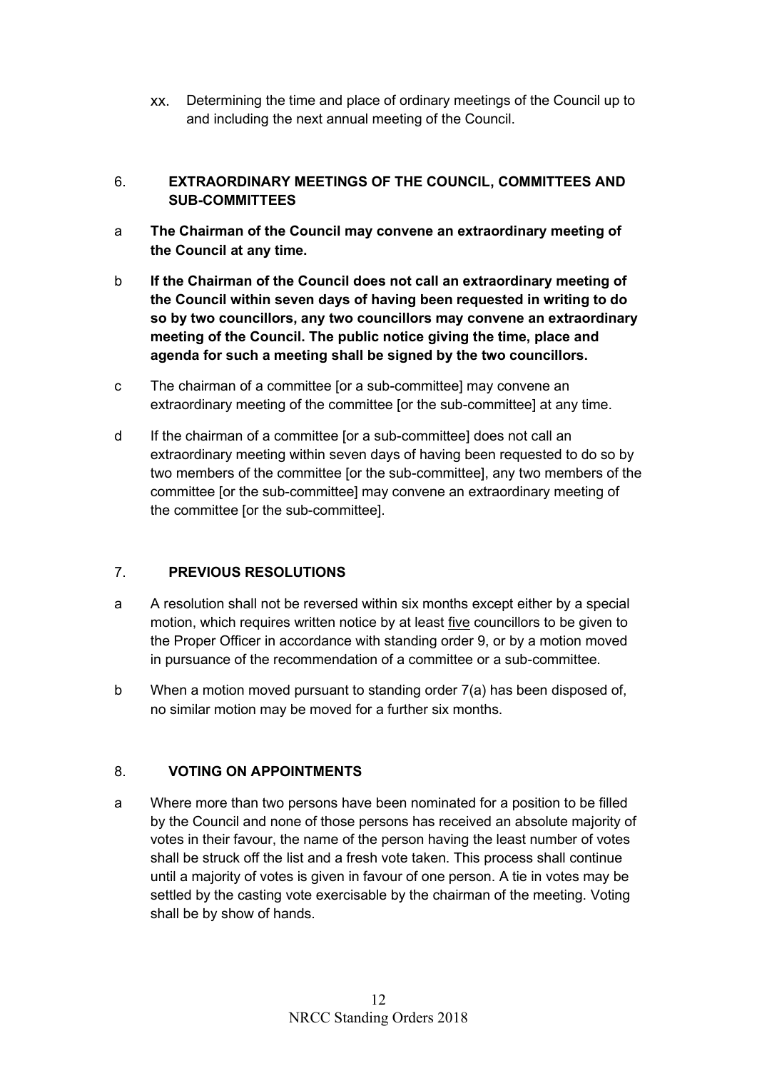xx. Determining the time and place of ordinary meetings of the Council up to and including the next annual meeting of the Council.

## 6. EXTRAORDINARY MEETINGS OF THE COUNCIL, COMMITTEES AND SUB-COMMITTEES

a **The Chairman of the Council may convene an extraordinary meeting of the Council at any time.**

b **If the Chairman of the Council does not call an extraordinary meeting of the Council within seven days of having been requested in writing to do so by two councillors, any two councillors may convene an extraordinary meeting of the Council. The public notice giving the time, place and agenda for such a meeting shall be signed by the two councillors.**

c The chairman of a committee [or a sub-committee] may convene an extraordinary meeting of the committee [or the sub-committee] at any time.

d If the chairman of a committee [or a sub-committee] does not call an extraordinary meeting within seven days of having been requested to do so by two members of the committee [or the sub-committee], any two members of the committee [or the sub-committee] may convene an extraordinary meeting of the committee [or the sub-committee].

## 7. PREVIOUS RESOLUTIONS

a A resolution shall not be reversed within six months except either by a special motion, which requires written notice by at least <u>five</u> councillors to be given to the Proper Officer in accordance with standing order 9, or by a motion moved in pursuance of the recommendation of a committee or a sub-committee.

b When a motion moved pursuant to standing order 7(a) has been disposed of, no similar motion may be moved for a further six months.

## 8. VOTING ON APPOINTMENTS

a Where more than two persons have been nominated for a position to be filled by the Council and none of those persons has received an absolute majority of votes in their favour, the name of the person having the least number of votes shall be struck off the list and a fresh vote taken. This process shall continue until a majority of votes is given in favour of one person. A tie in votes may be settled by the casting vote exercisable by the chairman of the meeting. Voting shall be by show of hands.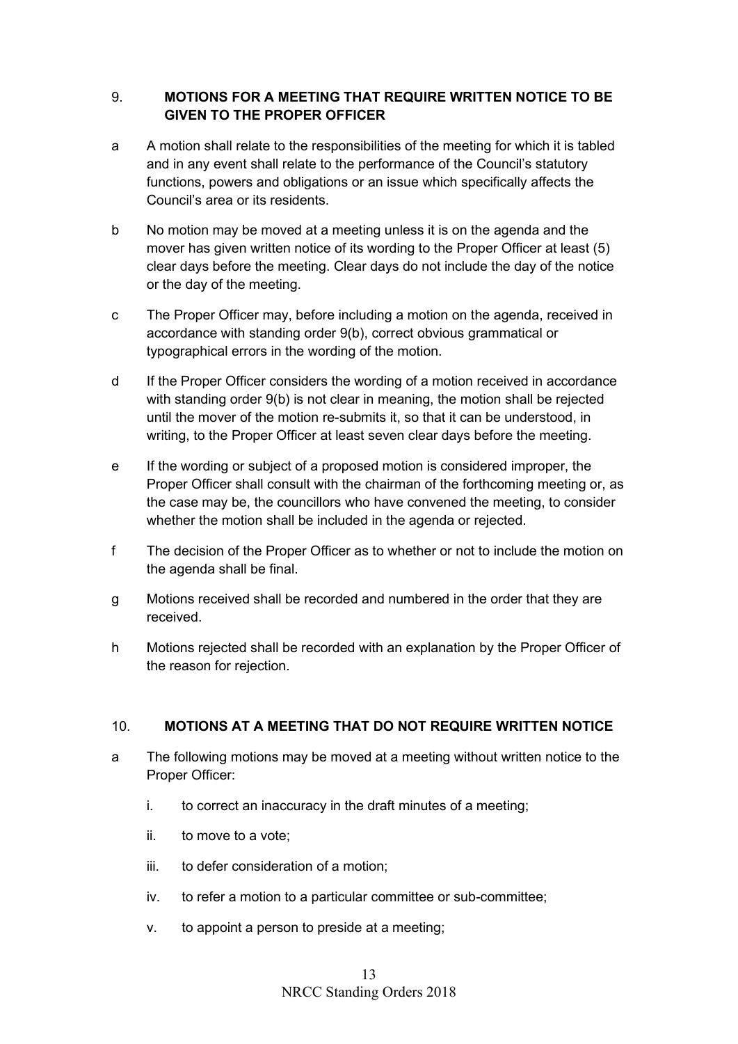## 9. MOTIONS FOR A MEETING THAT REQUIRE WRITTEN NOTICE TO BE GIVEN TO THE PROPER OFFICER

a A motion shall relate to the responsibilities of the meeting for which it is tabled and in any event shall relate to the performance of the Council's statutory functions, powers and obligations or an issue which specifically affects the Council's area or its residents.

b No motion may be moved at a meeting unless it is on the agenda and the mover has given written notice of its wording to the Proper Officer at least (5) clear days before the meeting. Clear days do not include the day of the notice or the day of the meeting.

c The Proper Officer may, before including a motion on the agenda, received in accordance with standing order 9(b), correct obvious grammatical or typographical errors in the wording of the motion.

d If the Proper Officer considers the wording of a motion received in accordance with standing order 9(b) is not clear in meaning, the motion shall be rejected until the mover of the motion re-submits it, so that it can be understood, in writing, to the Proper Officer at least seven clear days before the meeting.

e If the wording or subject of a proposed motion is considered improper, the Proper Officer shall consult with the chairman of the forthcoming meeting or, as the case may be, the councillors who have convened the meeting, to consider whether the motion shall be included in the agenda or rejected.

f The decision of the Proper Officer as to whether or not to include the motion on the agenda shall be final.

g Motions received shall be recorded and numbered in the order that they are received.

h Motions rejected shall be recorded with an explanation by the Proper Officer of the reason for rejection.

## 10. MOTIONS AT A MEETING THAT DO NOT REQUIRE WRITTEN NOTICE

a The following motions may be moved at a meeting without written notice to the Proper Officer:

   i. to correct an inaccuracy in the draft minutes of a meeting;

   ii. to move to a vote;

   iii. to defer consideration of a motion;

   iv. to refer a motion to a particular committee or sub-committee;

   v. to appoint a person to preside at a meeting;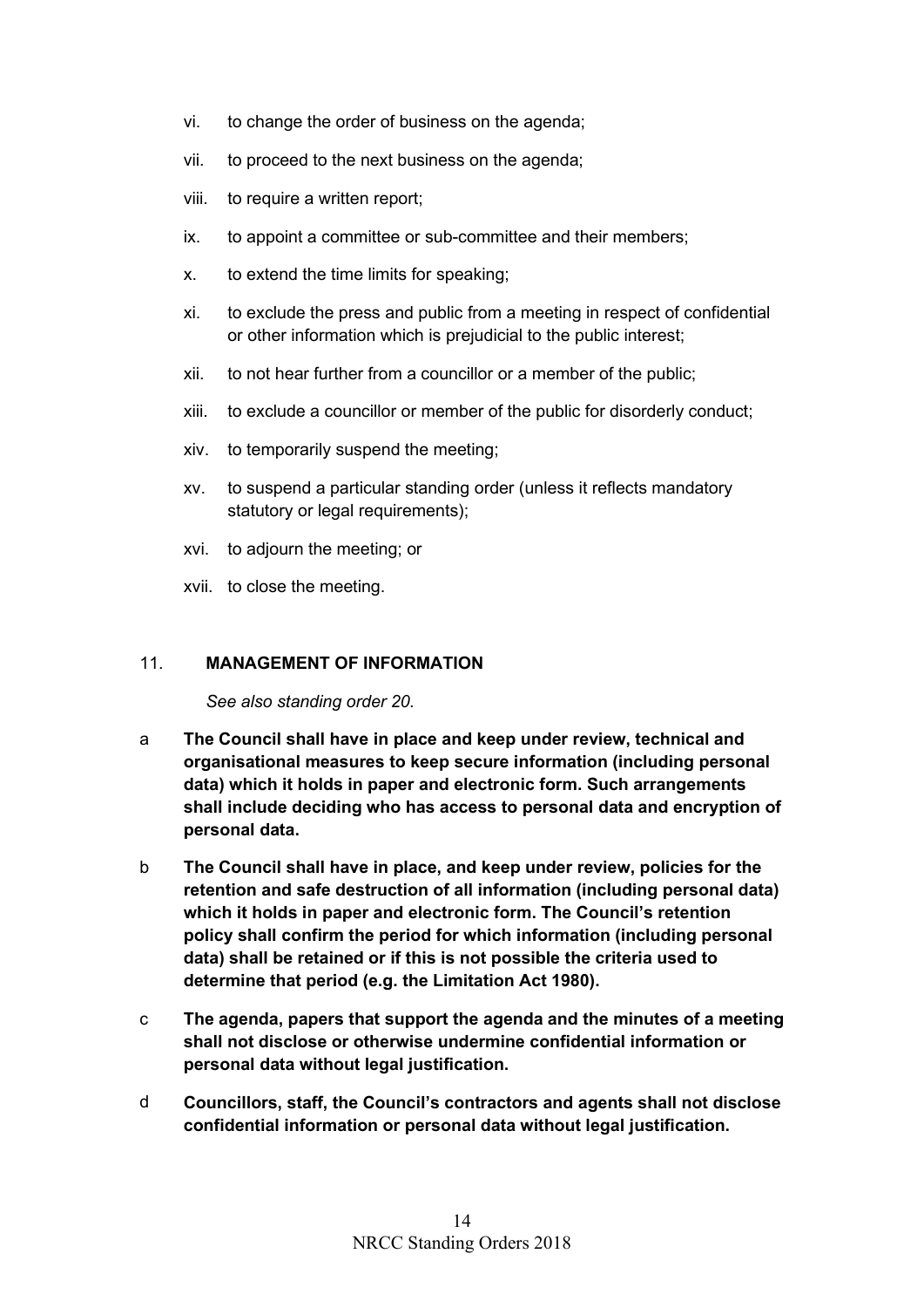vi. to change the order of business on the agenda;

vii. to proceed to the next business on the agenda;

viii. to require a written report;

ix. to appoint a committee or sub-committee and their members;

x. to extend the time limits for speaking;

xi. to exclude the press and public from a meeting in respect of confidential or other information which is prejudicial to the public interest;

xii. to not hear further from a councillor or a member of the public;

xiii. to exclude a councillor or member of the public for disorderly conduct;

xiv. to temporarily suspend the meeting;

xv. to suspend a particular standing order (unless it reflects mandatory statutory or legal requirements);

xvi. to adjourn the meeting; or

xvii. to close the meeting.

## 11. MANAGEMENT OF INFORMATION

*See also standing order 20.*

a **The Council shall have in place and keep under review, technical and organisational measures to keep secure information (including personal data) which it holds in paper and electronic form. Such arrangements shall include deciding who has access to personal data and encryption of personal data.**

b **The Council shall have in place, and keep under review, policies for the retention and safe destruction of all information (including personal data) which it holds in paper and electronic form. The Council's retention policy shall confirm the period for which information (including personal data) shall be retained or if this is not possible the criteria used to determine that period (e.g. the Limitation Act 1980).**

c **The agenda, papers that support the agenda and the minutes of a meeting shall not disclose or otherwise undermine confidential information or personal data without legal justification.**

d **Councillors, staff, the Council's contractors and agents shall not disclose confidential information or personal data without legal justification.**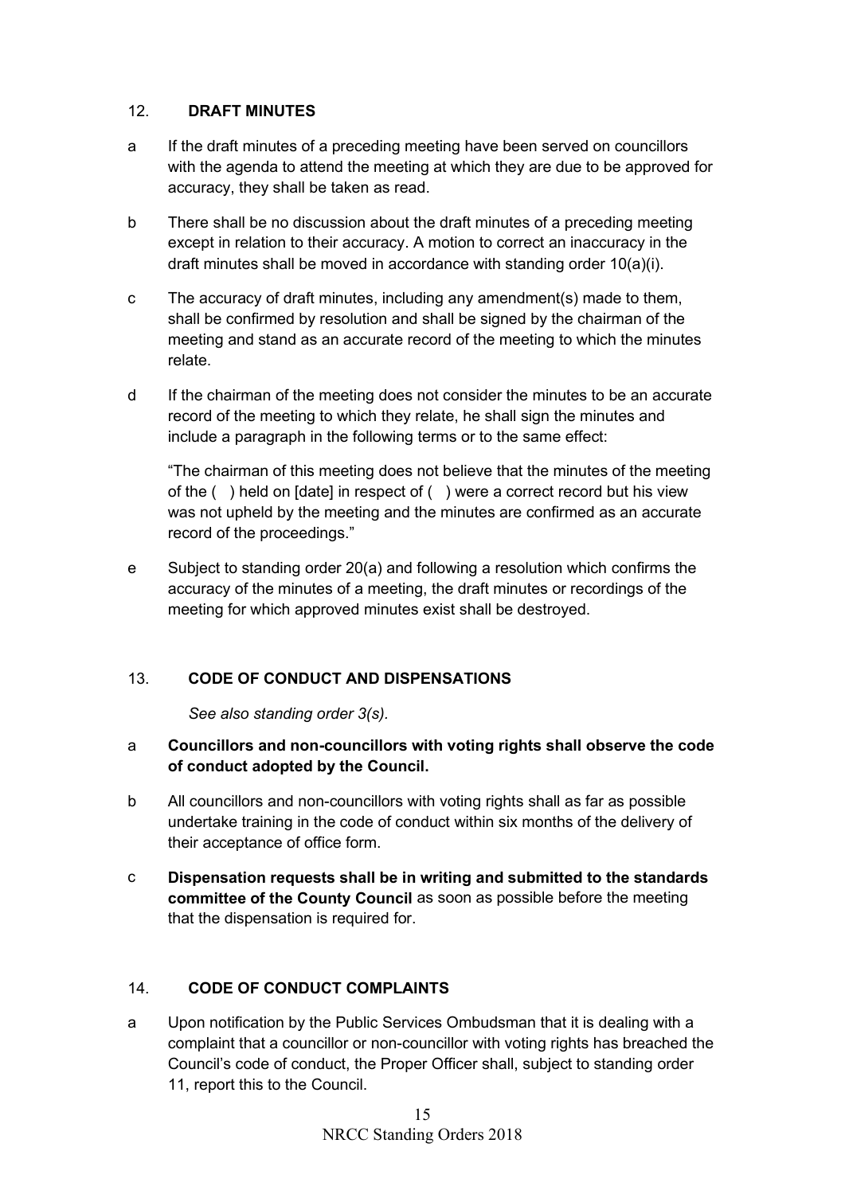## 12. DRAFT MINUTES

a If the draft minutes of a preceding meeting have been served on councillors with the agenda to attend the meeting at which they are due to be approved for accuracy, they shall be taken as read.

b There shall be no discussion about the draft minutes of a preceding meeting except in relation to their accuracy. A motion to correct an inaccuracy in the draft minutes shall be moved in accordance with standing order 10(a)(i).

c The accuracy of draft minutes, including any amendment(s) made to them, shall be confirmed by resolution and shall be signed by the chairman of the meeting and stand as an accurate record of the meeting to which the minutes relate.

d If the chairman of the meeting does not consider the minutes to be an accurate record of the meeting to which they relate, he shall sign the minutes and include a paragraph in the following terms or to the same effect:

"The chairman of this meeting does not believe that the minutes of the meeting of the ( ) held on [date] in respect of ( ) were a correct record but his view was not upheld by the meeting and the minutes are confirmed as an accurate record of the proceedings."

e Subject to standing order 20(a) and following a resolution which confirms the accuracy of the minutes of a meeting, the draft minutes or recordings of the meeting for which approved minutes exist shall be destroyed.

## 13. CODE OF CONDUCT AND DISPENSATIONS

*See also standing order 3(s).*

a **Councillors and non-councillors with voting rights shall observe the code of conduct adopted by the Council.**

b All councillors and non-councillors with voting rights shall as far as possible undertake training in the code of conduct within six months of the delivery of their acceptance of office form.

c **Dispensation requests shall be in writing and submitted to the standards committee of the County Council** as soon as possible before the meeting that the dispensation is required for.

## 14. CODE OF CONDUCT COMPLAINTS

a Upon notification by the Public Services Ombudsman that it is dealing with a complaint that a councillor or non-councillor with voting rights has breached the Council's code of conduct, the Proper Officer shall, subject to standing order 11, report this to the Council.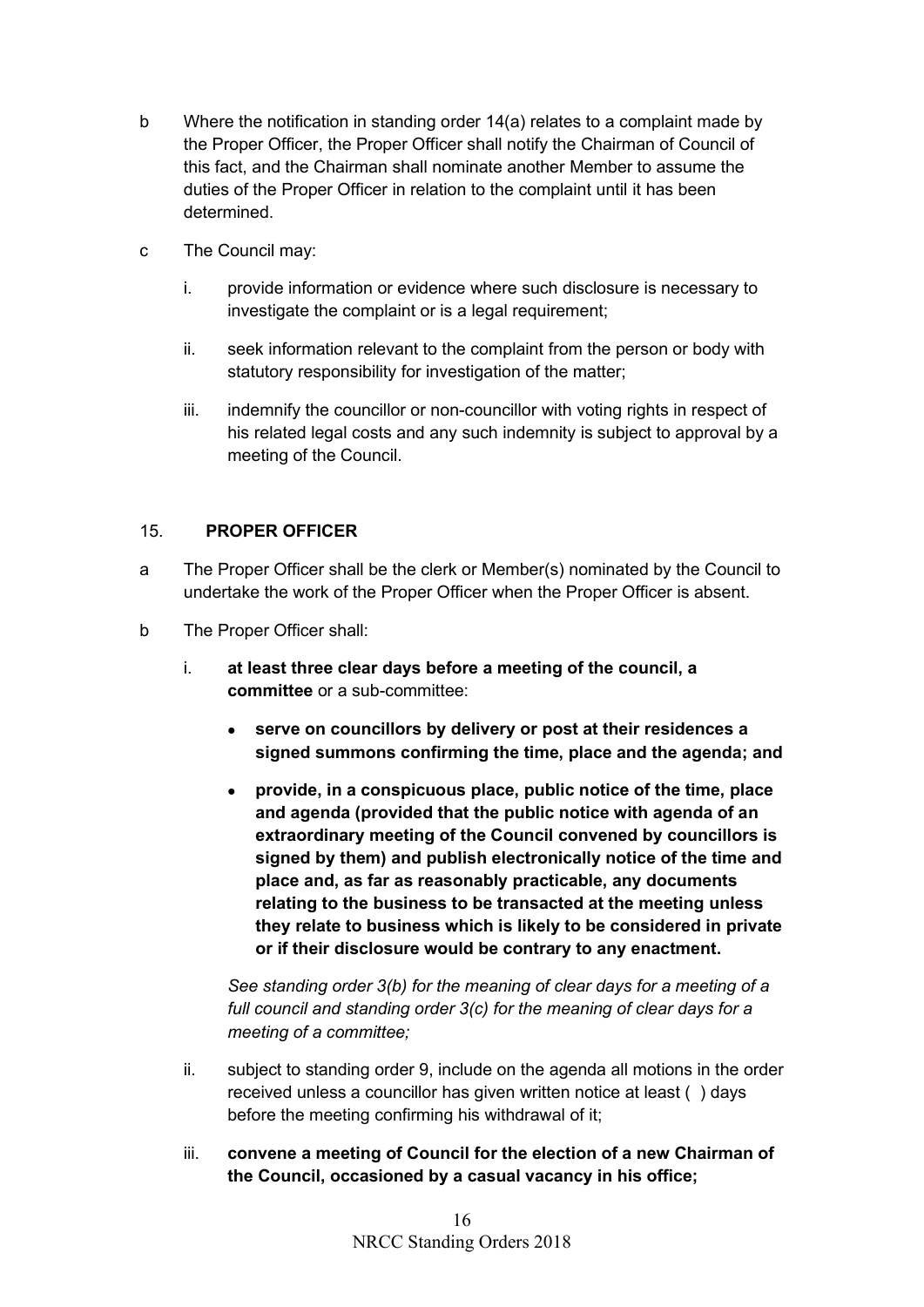b Where the notification in standing order 14(a) relates to a complaint made by the Proper Officer, the Proper Officer shall notify the Chairman of Council of this fact, and the Chairman shall nominate another Member to assume the duties of the Proper Officer in relation to the complaint until it has been determined.

c The Council may:

i. provide information or evidence where such disclosure is necessary to investigate the complaint or is a legal requirement;

ii. seek information relevant to the complaint from the person or body with statutory responsibility for investigation of the matter;

iii. indemnify the councillor or non-councillor with voting rights in respect of his related legal costs and any such indemnity is subject to approval by a meeting of the Council.

## 15. PROPER OFFICER

a The Proper Officer shall be the clerk or Member(s) nominated by the Council to undertake the work of the Proper Officer when the Proper Officer is absent.

b The Proper Officer shall:

i. **at least three clear days before a meeting of the council, a committee** or a sub-committee:

- **serve on councillors by delivery or post at their residences a signed summons confirming the time, place and the agenda; and**
- **provide, in a conspicuous place, public notice of the time, place and agenda (provided that the public notice with agenda of an extraordinary meeting of the Council convened by councillors is signed by them) and publish electronically notice of the time and place and, as far as reasonably practicable, any documents relating to the business to be transacted at the meeting unless they relate to business which is likely to be considered in private or if their disclosure would be contrary to any enactment.**

*See standing order 3(b) for the meaning of clear days for a meeting of a full council and standing order 3(c) for the meaning of clear days for a meeting of a committee;*

ii. subject to standing order 9, include on the agenda all motions in the order received unless a councillor has given written notice at least ( ) days before the meeting confirming his withdrawal of it;

iii. **convene a meeting of Council for the election of a new Chairman of the Council, occasioned by a casual vacancy in his office;**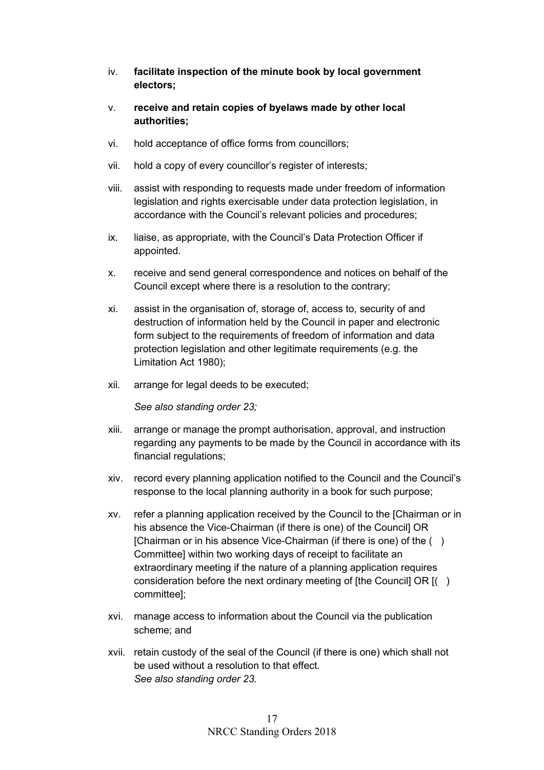iv. **facilitate inspection of the minute book by local government electors;**

v. **receive and retain copies of byelaws made by other local authorities;**

vi. hold acceptance of office forms from councillors;

vii. hold a copy of every councillor's register of interests;

viii. assist with responding to requests made under freedom of information legislation and rights exercisable under data protection legislation, in accordance with the Council's relevant policies and procedures;

ix. liaise, as appropriate, with the Council's Data Protection Officer if appointed.

x. receive and send general correspondence and notices on behalf of the Council except where there is a resolution to the contrary;

xi. assist in the organisation of, storage of, access to, security of and destruction of information held by the Council in paper and electronic form subject to the requirements of freedom of information and data protection legislation and other legitimate requirements (e.g. the Limitation Act 1980);

xii. arrange for legal deeds to be executed;

*See also standing order 23;*

xiii. arrange or manage the prompt authorisation, approval, and instruction regarding any payments to be made by the Council in accordance with its financial regulations;

xiv. record every planning application notified to the Council and the Council's response to the local planning authority in a book for such purpose;

xv. refer a planning application received by the Council to the [Chairman or in his absence the Vice-Chairman (if there is one) of the Council] OR [Chairman or in his absence Vice-Chairman (if there is one) of the ( ) Committee] within two working days of receipt to facilitate an extraordinary meeting if the nature of a planning application requires consideration before the next ordinary meeting of [the Council] OR [( ) committee];

xvi. manage access to information about the Council via the publication scheme; and

xvii. retain custody of the seal of the Council (if there is one) which shall not be used without a resolution to that effect.
*See also standing order 23.*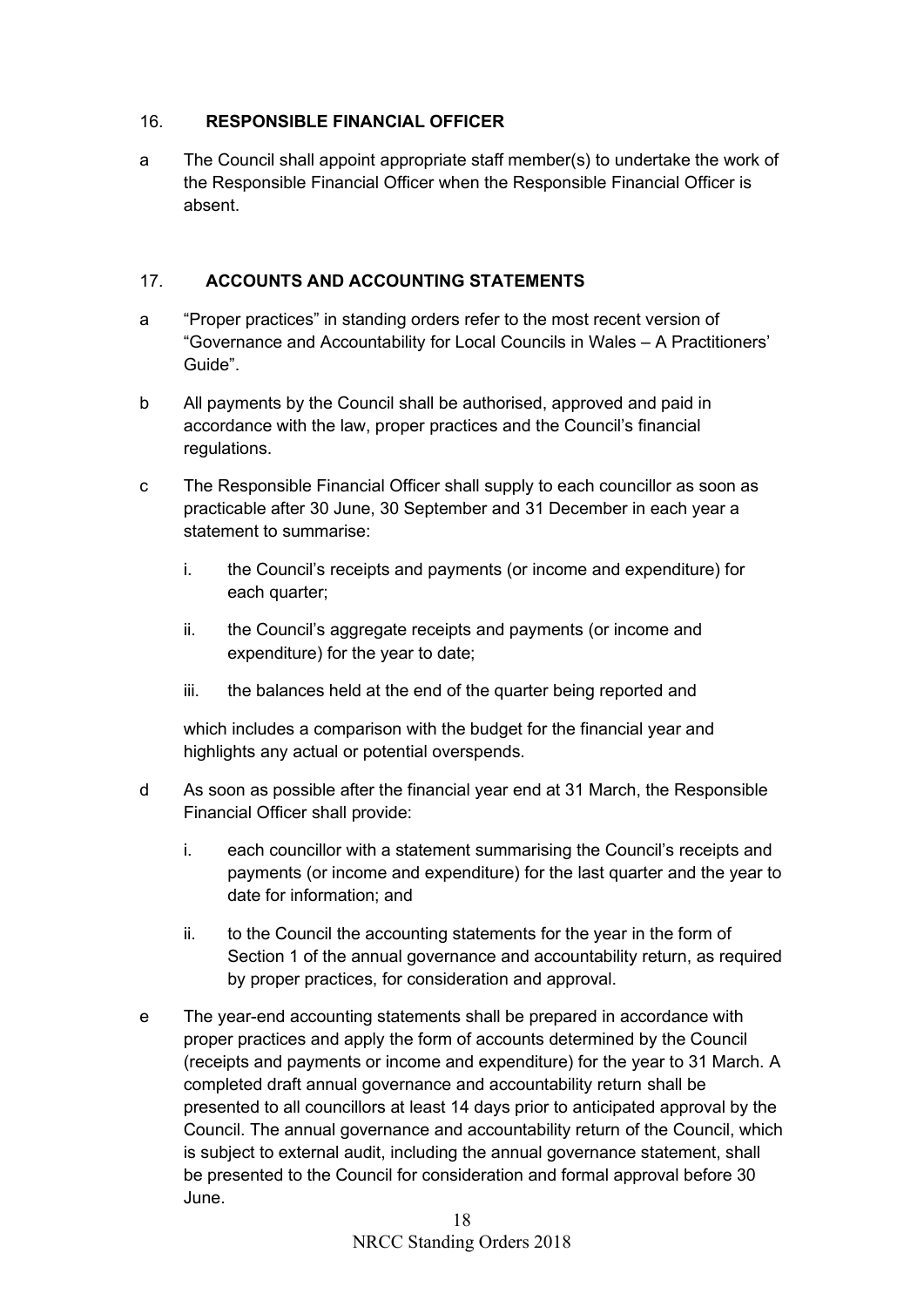## 16. RESPONSIBLE FINANCIAL OFFICER

a The Council shall appoint appropriate staff member(s) to undertake the work of the Responsible Financial Officer when the Responsible Financial Officer is absent.

## 17. ACCOUNTS AND ACCOUNTING STATEMENTS

a "Proper practices" in standing orders refer to the most recent version of "Governance and Accountability for Local Councils in Wales – A Practitioners' Guide".

b All payments by the Council shall be authorised, approved and paid in accordance with the law, proper practices and the Council's financial regulations.

c The Responsible Financial Officer shall supply to each councillor as soon as practicable after 30 June, 30 September and 31 December in each year a statement to summarise:

   i. the Council's receipts and payments (or income and expenditure) for each quarter;

   ii. the Council's aggregate receipts and payments (or income and expenditure) for the year to date;

   iii. the balances held at the end of the quarter being reported and

   which includes a comparison with the budget for the financial year and highlights any actual or potential overspends.

d As soon as possible after the financial year end at 31 March, the Responsible Financial Officer shall provide:

   i. each councillor with a statement summarising the Council's receipts and payments (or income and expenditure) for the last quarter and the year to date for information; and

   ii. to the Council the accounting statements for the year in the form of Section 1 of the annual governance and accountability return, as required by proper practices, for consideration and approval.

e The year-end accounting statements shall be prepared in accordance with proper practices and apply the form of accounts determined by the Council (receipts and payments or income and expenditure) for the year to 31 March. A completed draft annual governance and accountability return shall be presented to all councillors at least 14 days prior to anticipated approval by the Council. The annual governance and accountability return of the Council, which is subject to external audit, including the annual governance statement, shall be presented to the Council for consideration and formal approval before 30 June.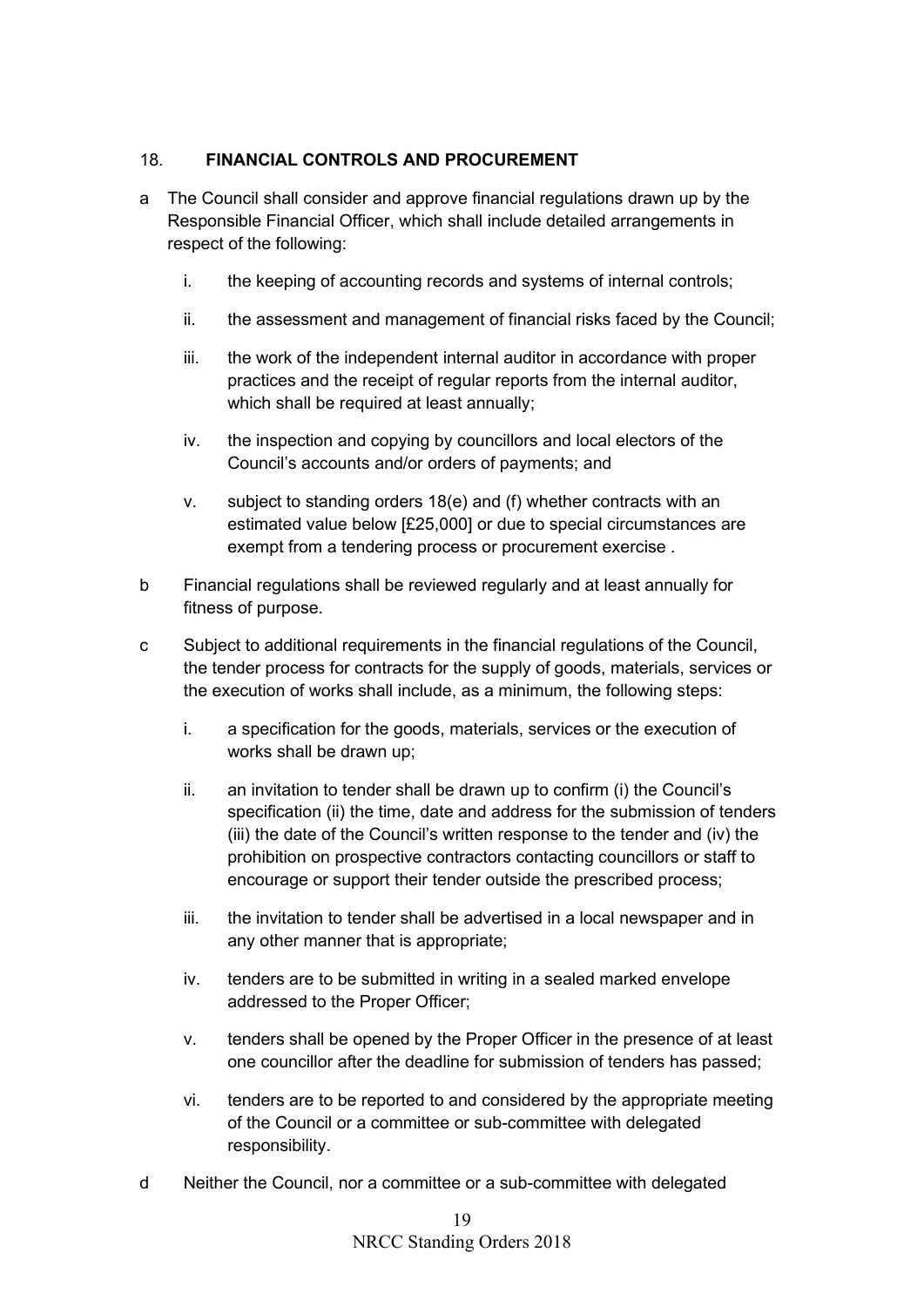## 18. FINANCIAL CONTROLS AND PROCUREMENT

a The Council shall consider and approve financial regulations drawn up by the Responsible Financial Officer, which shall include detailed arrangements in respect of the following:

   i. the keeping of accounting records and systems of internal controls;

   ii. the assessment and management of financial risks faced by the Council;

   iii. the work of the independent internal auditor in accordance with proper practices and the receipt of regular reports from the internal auditor, which shall be required at least annually;

   iv. the inspection and copying by councillors and local electors of the Council's accounts and/or orders of payments; and

   v. subject to standing orders 18(e) and (f) whether contracts with an estimated value below [£25,000] or due to special circumstances are exempt from a tendering process or procurement exercise .

b Financial regulations shall be reviewed regularly and at least annually for fitness of purpose.

c Subject to additional requirements in the financial regulations of the Council, the tender process for contracts for the supply of goods, materials, services or the execution of works shall include, as a minimum, the following steps:

   i. a specification for the goods, materials, services or the execution of works shall be drawn up;

   ii. an invitation to tender shall be drawn up to confirm (i) the Council's specification (ii) the time, date and address for the submission of tenders (iii) the date of the Council's written response to the tender and (iv) the prohibition on prospective contractors contacting councillors or staff to encourage or support their tender outside the prescribed process;

   iii. the invitation to tender shall be advertised in a local newspaper and in any other manner that is appropriate;

   iv. tenders are to be submitted in writing in a sealed marked envelope addressed to the Proper Officer;

   v. tenders shall be opened by the Proper Officer in the presence of at least one councillor after the deadline for submission of tenders has passed;

   vi. tenders are to be reported to and considered by the appropriate meeting of the Council or a committee or sub-committee with delegated responsibility.

d Neither the Council, nor a committee or a sub-committee with delegated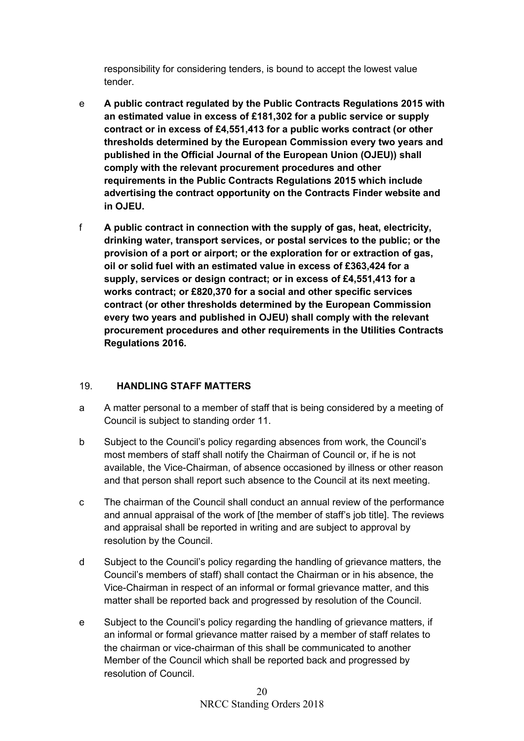responsibility for considering tenders, is bound to accept the lowest value tender.

e **A public contract regulated by the Public Contracts Regulations 2015 with an estimated value in excess of £181,302 for a public service or supply contract or in excess of £4,551,413 for a public works contract (or other thresholds determined by the European Commission every two years and published in the Official Journal of the European Union (OJEU)) shall comply with the relevant procurement procedures and other requirements in the Public Contracts Regulations 2015 which include advertising the contract opportunity on the Contracts Finder website and in OJEU.**

f **A public contract in connection with the supply of gas, heat, electricity, drinking water, transport services, or postal services to the public; or the provision of a port or airport; or the exploration for or extraction of gas, oil or solid fuel with an estimated value in excess of £363,424 for a supply, services or design contract; or in excess of £4,551,413 for a works contract; or £820,370 for a social and other specific services contract (or other thresholds determined by the European Commission every two years and published in OJEU) shall comply with the relevant procurement procedures and other requirements in the Utilities Contracts Regulations 2016.**

## 19. HANDLING STAFF MATTERS

a A matter personal to a member of staff that is being considered by a meeting of Council is subject to standing order 11.

b Subject to the Council's policy regarding absences from work, the Council's most members of staff shall notify the Chairman of Council or, if he is not available, the Vice-Chairman, of absence occasioned by illness or other reason and that person shall report such absence to the Council at its next meeting.

c The chairman of the Council shall conduct an annual review of the performance and annual appraisal of the work of [the member of staff's job title]. The reviews and appraisal shall be reported in writing and are subject to approval by resolution by the Council.

d Subject to the Council's policy regarding the handling of grievance matters, the Council's members of staff) shall contact the Chairman or in his absence, the Vice-Chairman in respect of an informal or formal grievance matter, and this matter shall be reported back and progressed by resolution of the Council.

e Subject to the Council's policy regarding the handling of grievance matters, if an informal or formal grievance matter raised by a member of staff relates to the chairman or vice-chairman of this shall be communicated to another Member of the Council which shall be reported back and progressed by resolution of Council.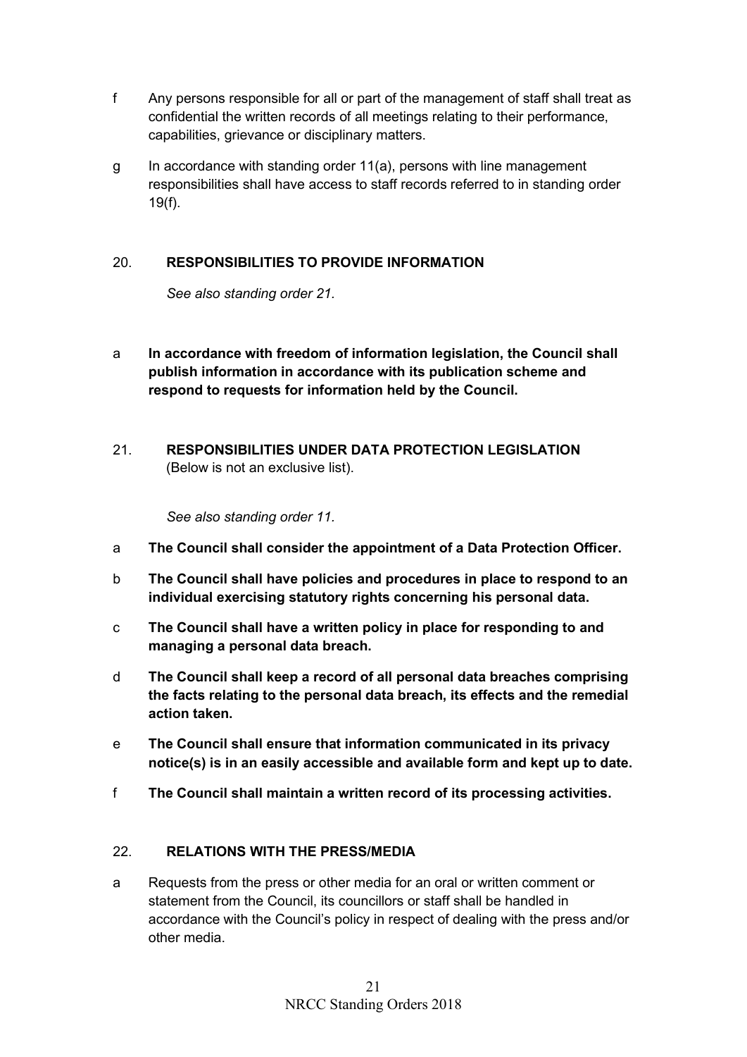f Any persons responsible for all or part of the management of staff shall treat as confidential the written records of all meetings relating to their performance, capabilities, grievance or disciplinary matters.

g In accordance with standing order 11(a), persons with line management responsibilities shall have access to staff records referred to in standing order 19(f).

## 20. RESPONSIBILITIES TO PROVIDE INFORMATION

*See also standing order 21.*

a **In accordance with freedom of information legislation, the Council shall publish information in accordance with its publication scheme and respond to requests for information held by the Council.**

## 21. RESPONSIBILITIES UNDER DATA PROTECTION LEGISLATION

(Below is not an exclusive list).

*See also standing order 11.*

a **The Council shall consider the appointment of a Data Protection Officer.**

b **The Council shall have policies and procedures in place to respond to an individual exercising statutory rights concerning his personal data.**

c **The Council shall have a written policy in place for responding to and managing a personal data breach.**

d **The Council shall keep a record of all personal data breaches comprising the facts relating to the personal data breach, its effects and the remedial action taken.**

e **The Council shall ensure that information communicated in its privacy notice(s) is in an easily accessible and available form and kept up to date.**

f **The Council shall maintain a written record of its processing activities.**

## 22. RELATIONS WITH THE PRESS/MEDIA

a Requests from the press or other media for an oral or written comment or statement from the Council, its councillors or staff shall be handled in accordance with the Council's policy in respect of dealing with the press and/or other media.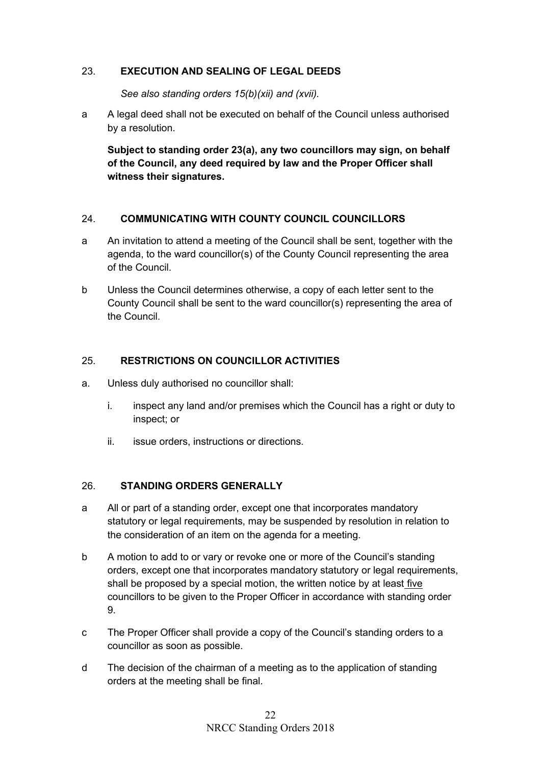## 23. EXECUTION AND SEALING OF LEGAL DEEDS

*See also standing orders 15(b)(xii) and (xvii).*

a. A legal deed shall not be executed on behalf of the Council unless authorised by a resolution.

**Subject to standing order 23(a), any two councillors may sign, on behalf of the Council, any deed required by law and the Proper Officer shall witness their signatures.**

## 24. COMMUNICATING WITH COUNTY COUNCIL COUNCILLORS

a. An invitation to attend a meeting of the Council shall be sent, together with the agenda, to the ward councillor(s) of the County Council representing the area of the Council.

b. Unless the Council determines otherwise, a copy of each letter sent to the County Council shall be sent to the ward councillor(s) representing the area of the Council.

## 25. RESTRICTIONS ON COUNCILLOR ACTIVITIES

a. Unless duly authorised no councillor shall:

   i. inspect any land and/or premises which the Council has a right or duty to inspect; or

   ii. issue orders, instructions or directions.

## 26. STANDING ORDERS GENERALLY

a. All or part of a standing order, except one that incorporates mandatory statutory or legal requirements, may be suspended by resolution in relation to the consideration of an item on the agenda for a meeting.

b. A motion to add to or vary or revoke one or more of the Council's standing orders, except one that incorporates mandatory statutory or legal requirements, shall be proposed by a special motion, the written notice by at least five councillors to be given to the Proper Officer in accordance with standing order 9.

c. The Proper Officer shall provide a copy of the Council's standing orders to a councillor as soon as possible.

d. The decision of the chairman of a meeting as to the application of standing orders at the meeting shall be final.